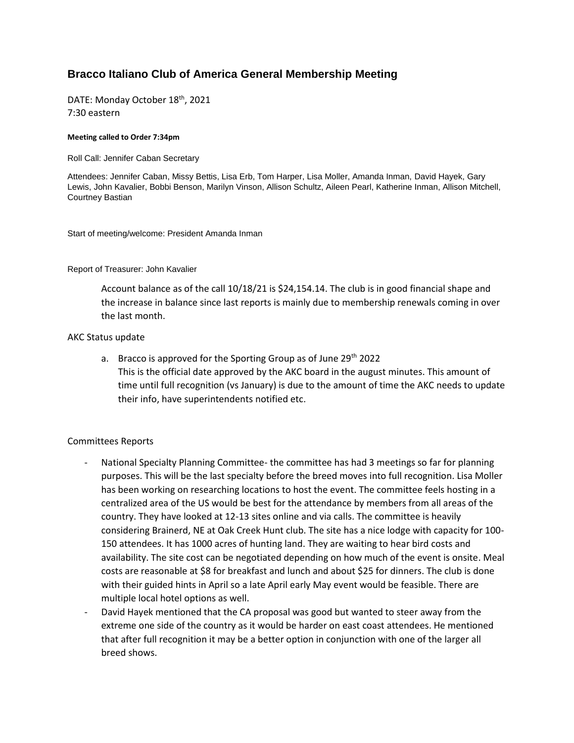## Bracco Italiano Club of America General Membership Meeting

DATE: Monday October 18th, 2021
7:30 eastern

**Meeting called to Order 7:34pm**

Roll Call: Jennifer Caban Secretary

Attendees: Jennifer Caban, Missy Bettis, Lisa Erb, Tom Harper, Lisa Moller, Amanda Inman, David Hayek, Gary Lewis, John Kavalier, Bobbi Benson, Marilyn Vinson, Allison Schultz, Aileen Pearl, Katherine Inman, Allison Mitchell, Courtney Bastian

Start of meeting/welcome: President Amanda Inman

Report of Treasurer: John Kavalier

> Account balance as of the call 10/18/21 is $24,154.14. The club is in good financial shape and the increase in balance since last reports is mainly due to membership renewals coming in over the last month.

AKC Status update

a. Bracco is approved for the Sporting Group as of June 29th 2022
   This is the official date approved by the AKC board in the august minutes. This amount of time until full recognition (vs January) is due to the amount of time the AKC needs to update their info, have superintendents notified etc.

Committees Reports

- National Specialty Planning Committee- the committee has had 3 meetings so far for planning purposes. This will be the last specialty before the breed moves into full recognition. Lisa Moller has been working on researching locations to host the event. The committee feels hosting in a centralized area of the US would be best for the attendance by members from all areas of the country. They have looked at 12-13 sites online and via calls. The committee is heavily considering Brainerd, NE at Oak Creek Hunt club. The site has a nice lodge with capacity for 100-150 attendees. It has 1000 acres of hunting land. They are waiting to hear bird costs and availability. The site cost can be negotiated depending on how much of the event is onsite. Meal costs are reasonable at $8 for breakfast and lunch and about $25 for dinners. The club is done with their guided hints in April so a late April early May event would be feasible. There are multiple local hotel options as well.
- David Hayek mentioned that the CA proposal was good but wanted to steer away from the extreme one side of the country as it would be harder on east coast attendees. He mentioned that after full recognition it may be a better option in conjunction with one of the larger all breed shows.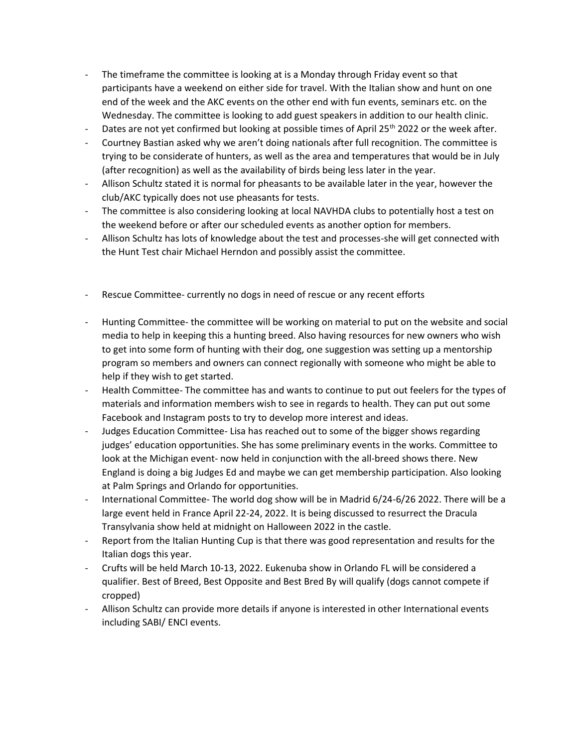- The timeframe the committee is looking at is a Monday through Friday event so that participants have a weekend on either side for travel. With the Italian show and hunt on one end of the week and the AKC events on the other end with fun events, seminars etc. on the Wednesday. The committee is looking to add guest speakers in addition to our health clinic.
- Dates are not yet confirmed but looking at possible times of April 25th 2022 or the week after.
- Courtney Bastian asked why we aren't doing nationals after full recognition. The committee is trying to be considerate of hunters, as well as the area and temperatures that would be in July (after recognition) as well as the availability of birds being less later in the year.
- Allison Schultz stated it is normal for pheasants to be available later in the year, however the club/AKC typically does not use pheasants for tests.
- The committee is also considering looking at local NAVHDA clubs to potentially host a test on the weekend before or after our scheduled events as another option for members.
- Allison Schultz has lots of knowledge about the test and processes-she will get connected with the Hunt Test chair Michael Herndon and possibly assist the committee.

- Rescue Committee- currently no dogs in need of rescue or any recent efforts
- Hunting Committee- the committee will be working on material to put on the website and social media to help in keeping this a hunting breed. Also having resources for new owners who wish to get into some form of hunting with their dog, one suggestion was setting up a mentorship program so members and owners can connect regionally with someone who might be able to help if they wish to get started.
- Health Committee- The committee has and wants to continue to put out feelers for the types of materials and information members wish to see in regards to health. They can put out some Facebook and Instagram posts to try to develop more interest and ideas.
- Judges Education Committee- Lisa has reached out to some of the bigger shows regarding judges' education opportunities. She has some preliminary events in the works. Committee to look at the Michigan event- now held in conjunction with the all-breed shows there. New England is doing a big Judges Ed and maybe we can get membership participation. Also looking at Palm Springs and Orlando for opportunities.
- International Committee- The world dog show will be in Madrid 6/24-6/26 2022. There will be a large event held in France April 22-24, 2022. It is being discussed to resurrect the Dracula Transylvania show held at midnight on Halloween 2022 in the castle.
- Report from the Italian Hunting Cup is that there was good representation and results for the Italian dogs this year.
- Crufts will be held March 10-13, 2022. Eukenuba show in Orlando FL will be considered a qualifier. Best of Breed, Best Opposite and Best Bred By will qualify (dogs cannot compete if cropped)
- Allison Schultz can provide more details if anyone is interested in other International events including SABI/ ENCI events.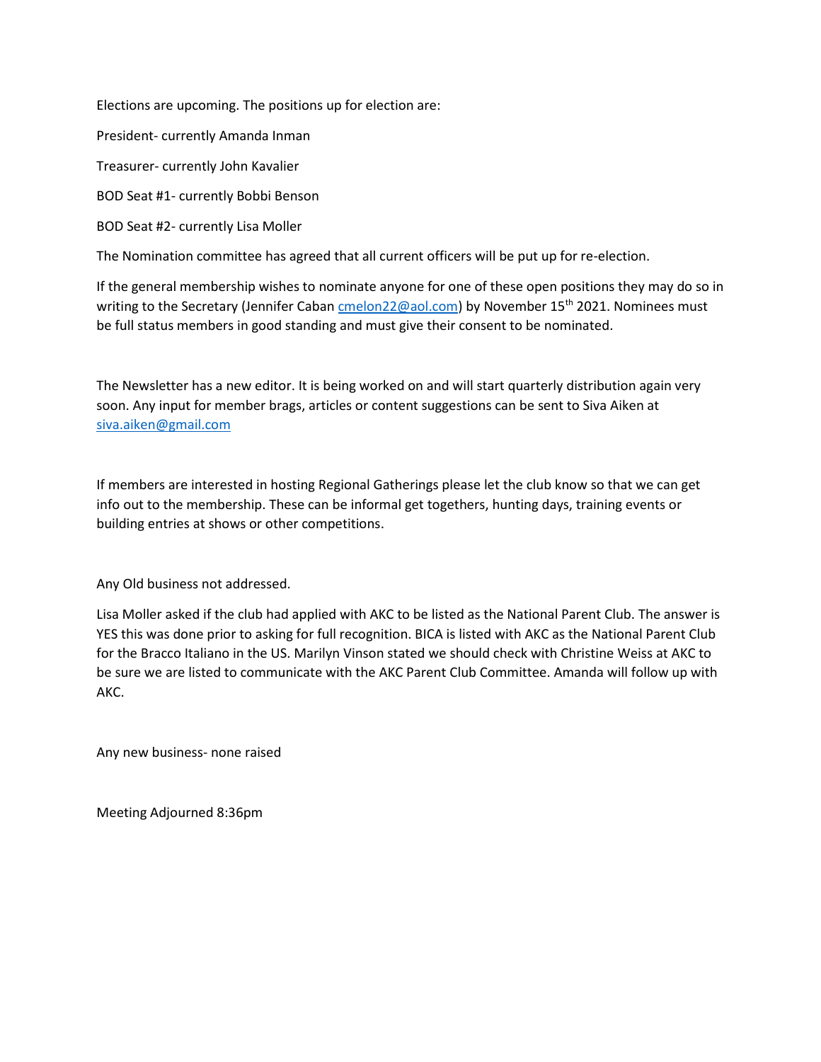Elections are upcoming. The positions up for election are:

President- currently Amanda Inman

Treasurer- currently John Kavalier

BOD Seat #1- currently Bobbi Benson

BOD Seat #2- currently Lisa Moller

The Nomination committee has agreed that all current officers will be put up for re-election.

If the general membership wishes to nominate anyone for one of these open positions they may do so in writing to the Secretary (Jennifer Caban cmelon22@aol.com) by November 15th 2021. Nominees must be full status members in good standing and must give their consent to be nominated.

The Newsletter has a new editor. It is being worked on and will start quarterly distribution again very soon. Any input for member brags, articles or content suggestions can be sent to Siva Aiken at siva.aiken@gmail.com

If members are interested in hosting Regional Gatherings please let the club know so that we can get info out to the membership. These can be informal get togethers, hunting days, training events or building entries at shows or other competitions.

Any Old business not addressed.

Lisa Moller asked if the club had applied with AKC to be listed as the National Parent Club. The answer is YES this was done prior to asking for full recognition. BICA is listed with AKC as the National Parent Club for the Bracco Italiano in the US. Marilyn Vinson stated we should check with Christine Weiss at AKC to be sure we are listed to communicate with the AKC Parent Club Committee. Amanda will follow up with AKC.

Any new business- none raised

Meeting Adjourned 8:36pm